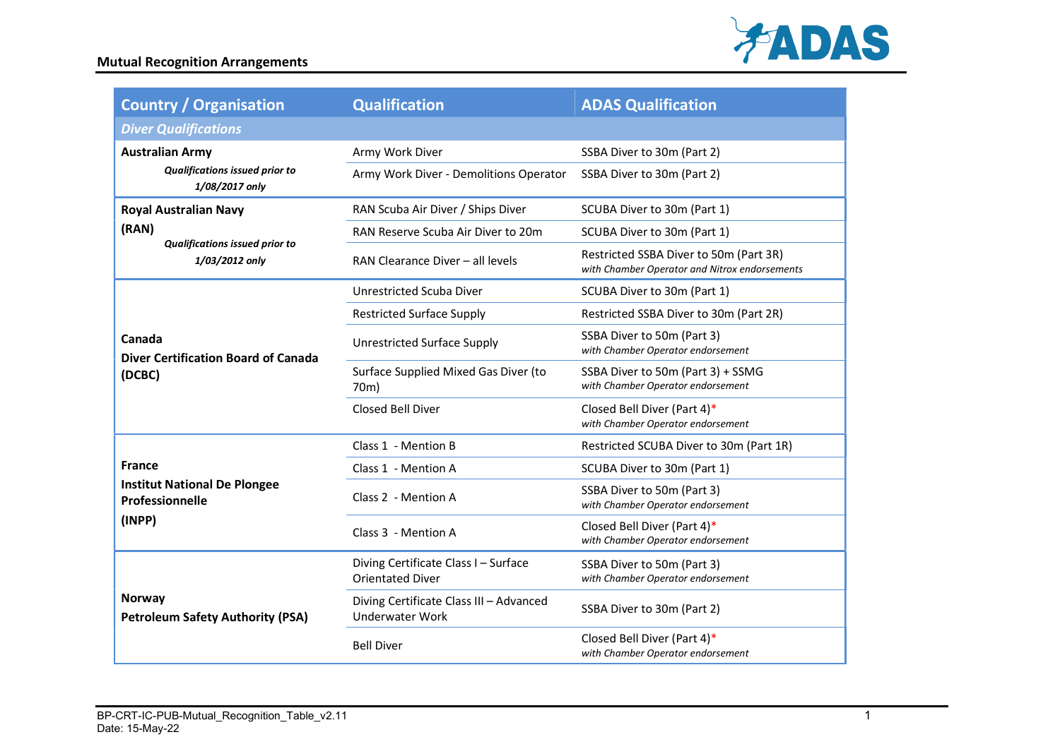## Mutual Recognition Arrangements

| Country / Organisation | Qualification | ADAS Qualification |
|---|---|---|
| ***Diver Qualifications*** | | |
| **Australian Army** ***Qualifications issued prior to 1/08/2017 only*** | Army Work Diver | SSBA Diver to 30m (Part 2) |
| | Army Work Diver - Demolitions Operator | SSBA Diver to 30m (Part 2) |
| **Royal Australian Navy (RAN)** ***Qualifications issued prior to 1/03/2012 only*** | RAN Scuba Air Diver / Ships Diver | SCUBA Diver to 30m (Part 1) |
| | RAN Reserve Scuba Air Diver to 20m | SCUBA Diver to 30m (Part 1) |
| | RAN Clearance Diver – all levels | Restricted SSBA Diver to 50m (Part 3R) *with Chamber Operator and Nitrox endorsements* |
| **Canada Diver Certification Board of Canada (DCBC)** | Unrestricted Scuba Diver | SCUBA Diver to 30m (Part 1) |
| | Restricted Surface Supply | Restricted SSBA Diver to 30m (Part 2R) |
| | Unrestricted Surface Supply | SSBA Diver to 50m (Part 3) *with Chamber Operator endorsement* |
| | Surface Supplied Mixed Gas Diver (to 70m) | SSBA Diver to 50m (Part 3) + SSMG *with Chamber Operator endorsement* |
| | Closed Bell Diver | Closed Bell Diver (Part 4)* *with Chamber Operator endorsement* |
| **France Institut National De Plongee Professionnelle (INPP)** | Class 1 - Mention B | Restricted SCUBA Diver to 30m (Part 1R) |
| | Class 1 - Mention A | SCUBA Diver to 30m (Part 1) |
| | Class 2 - Mention A | SSBA Diver to 50m (Part 3) *with Chamber Operator endorsement* |
| | Class 3 - Mention A | Closed Bell Diver (Part 4)* *with Chamber Operator endorsement* |
| **Norway Petroleum Safety Authority (PSA)** | Diving Certificate Class I – Surface Orientated Diver | SSBA Diver to 50m (Part 3) *with Chamber Operator endorsement* |
| | Diving Certificate Class III – Advanced Underwater Work | SSBA Diver to 30m (Part 2) |
| | Bell Diver | Closed Bell Diver (Part 4)* *with Chamber Operator endorsement* |

BP-CRT-IC-PUB-Mutual_Recognition_Table_v2.11
Date: 15-May-22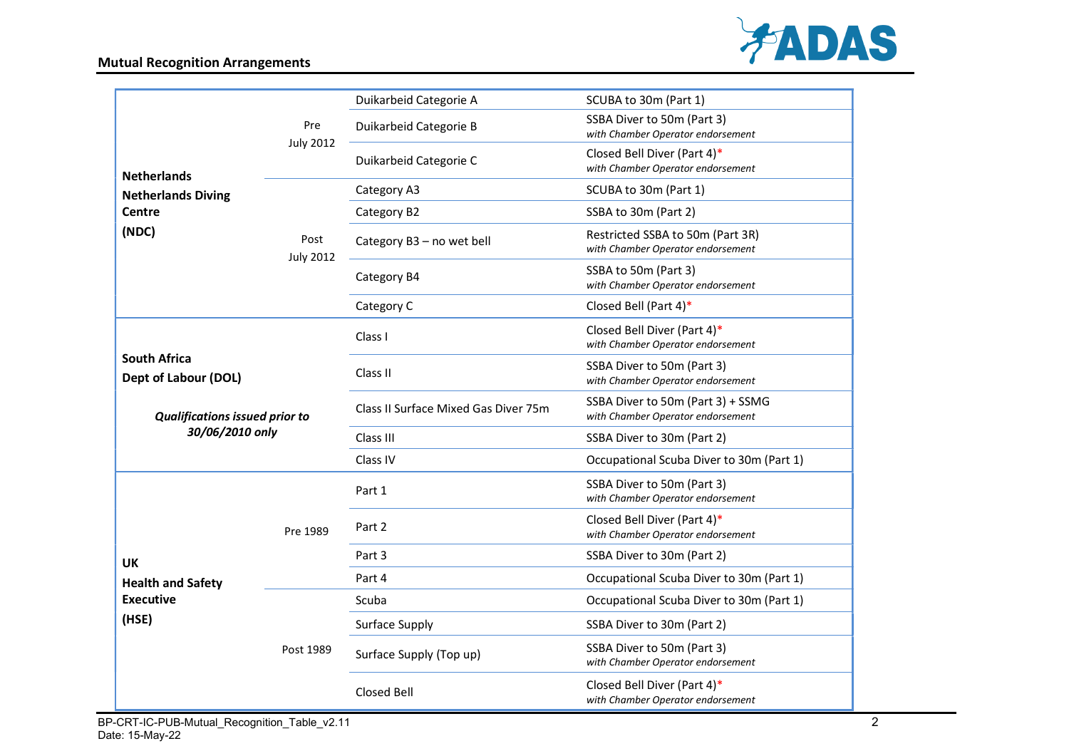| | | | |
|---|---|---|---|
| **Netherlands Netherlands Diving Centre (NDC)** | Pre July 2012 | Duikarbeid Categorie A | SCUBA to 30m (Part 1) |
| | | Duikarbeid Categorie B | SSBA Diver to 50m (Part 3) *with Chamber Operator endorsement* |
| | | Duikarbeid Categorie C | Closed Bell Diver (Part 4)* *with Chamber Operator endorsement* |
| | Post July 2012 | Category A3 | SCUBA to 30m (Part 1) |
| | | Category B2 | SSBA to 30m (Part 2) |
| | | Category B3 – no wet bell | Restricted SSBA to 50m (Part 3R) *with Chamber Operator endorsement* |
| | | Category B4 | SSBA to 50m (Part 3) *with Chamber Operator endorsement* |
| | | Category C | Closed Bell (Part 4)* |
| **South Africa Dept of Labour (DOL)** ***Qualifications issued prior to 30/06/2010 only*** | | Class I | Closed Bell Diver (Part 4)* *with Chamber Operator endorsement* |
| | | Class II | SSBA Diver to 50m (Part 3) *with Chamber Operator endorsement* |
| | | Class II Surface Mixed Gas Diver 75m | SSBA Diver to 50m (Part 3) + SSMG *with Chamber Operator endorsement* |
| | | Class III | SSBA Diver to 30m (Part 2) |
| | | Class IV | Occupational Scuba Diver to 30m (Part 1) |
| **UK Health and Safety Executive (HSE)** | Pre 1989 | Part 1 | SSBA Diver to 50m (Part 3) *with Chamber Operator endorsement* |
| | | Part 2 | Closed Bell Diver (Part 4)* *with Chamber Operator endorsement* |
| | | Part 3 | SSBA Diver to 30m (Part 2) |
| | | Part 4 | Occupational Scuba Diver to 30m (Part 1) |
| | Post 1989 | Scuba | Occupational Scuba Diver to 30m (Part 1) |
| | | Surface Supply | SSBA Diver to 30m (Part 2) |
| | | Surface Supply (Top up) | SSBA Diver to 50m (Part 3) *with Chamber Operator endorsement* |
| | | Closed Bell | Closed Bell Diver (Part 4)* *with Chamber Operator endorsement* |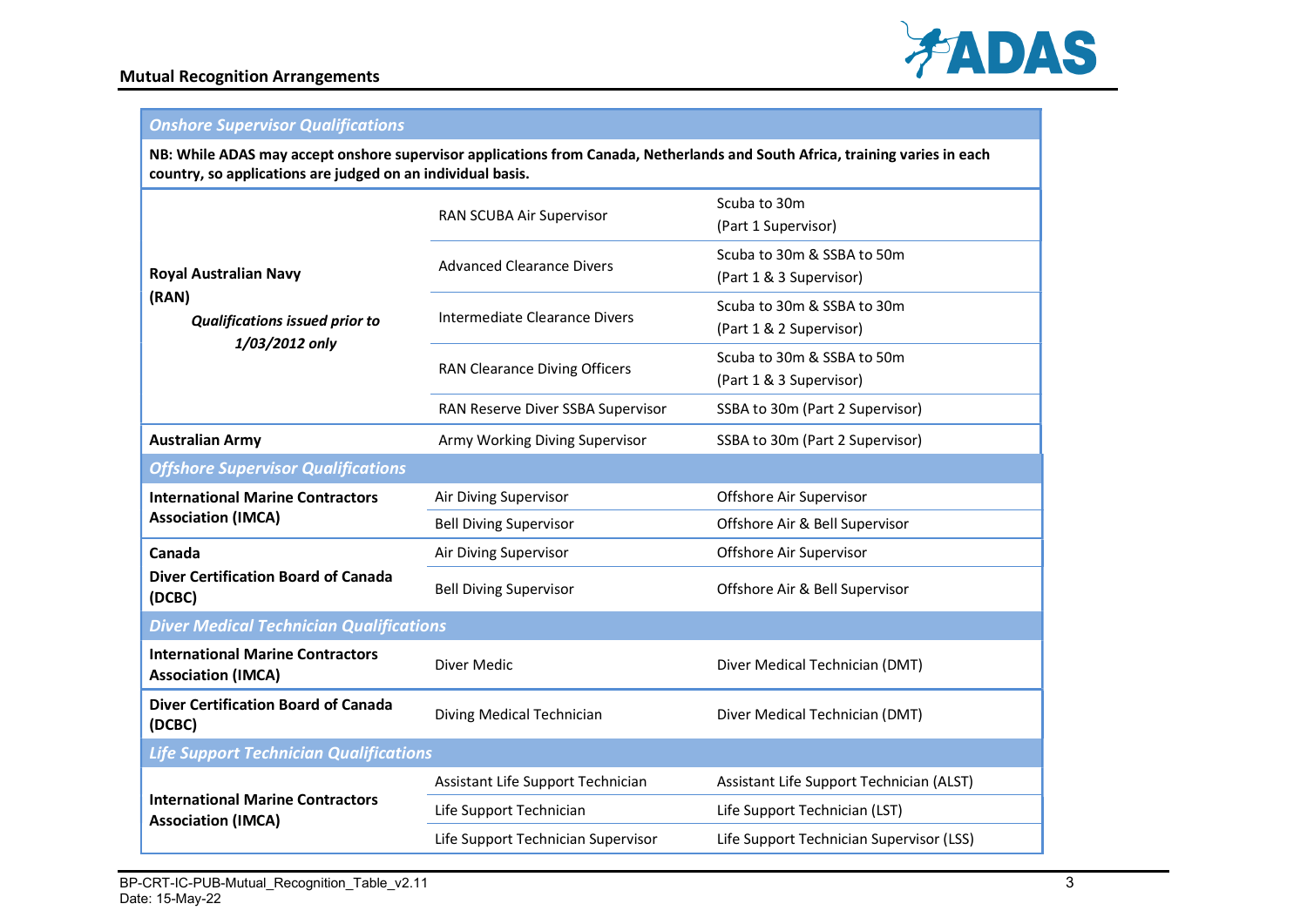## Mutual Recognition Arrangements

| *Onshore Supervisor Qualifications* | | |
|---|---|---|
| **NB: While ADAS may accept onshore supervisor applications from Canada, Netherlands and South Africa, training varies in each country, so applications are judged on an individual basis.** | | |
| **Royal Australian Navy (RAN)** ***Qualifications issued prior to 1/03/2012 only*** | RAN SCUBA Air Supervisor | Scuba to 30m (Part 1 Supervisor) |
| | Advanced Clearance Divers | Scuba to 30m & SSBA to 50m (Part 1 & 3 Supervisor) |
| | Intermediate Clearance Divers | Scuba to 30m & SSBA to 30m (Part 1 & 2 Supervisor) |
| | RAN Clearance Diving Officers | Scuba to 30m & SSBA to 50m (Part 1 & 3 Supervisor) |
| | RAN Reserve Diver SSBA Supervisor | SSBA to 30m (Part 2 Supervisor) |
| **Australian Army** | Army Working Diving Supervisor | SSBA to 30m (Part 2 Supervisor) |
| ***Offshore Supervisor Qualifications*** | | |
| **International Marine Contractors Association (IMCA)** | Air Diving Supervisor | Offshore Air Supervisor |
| | Bell Diving Supervisor | Offshore Air & Bell Supervisor |
| **Canada Diver Certification Board of Canada (DCBC)** | Air Diving Supervisor | Offshore Air Supervisor |
| | Bell Diving Supervisor | Offshore Air & Bell Supervisor |
| ***Diver Medical Technician Qualifications*** | | |
| **International Marine Contractors Association (IMCA)** | Diver Medic | Diver Medical Technician (DMT) |
| **Diver Certification Board of Canada (DCBC)** | Diving Medical Technician | Diver Medical Technician (DMT) |
| ***Life Support Technician Qualifications*** | | |
| **International Marine Contractors Association (IMCA)** | Assistant Life Support Technician | Assistant Life Support Technician (ALST) |
| | Life Support Technician | Life Support Technician (LST) |
| | Life Support Technician Supervisor | Life Support Technician Supervisor (LSS) |

BP-CRT-IC-PUB-Mutual_Recognition_Table_v2.11
Date: 15-May-22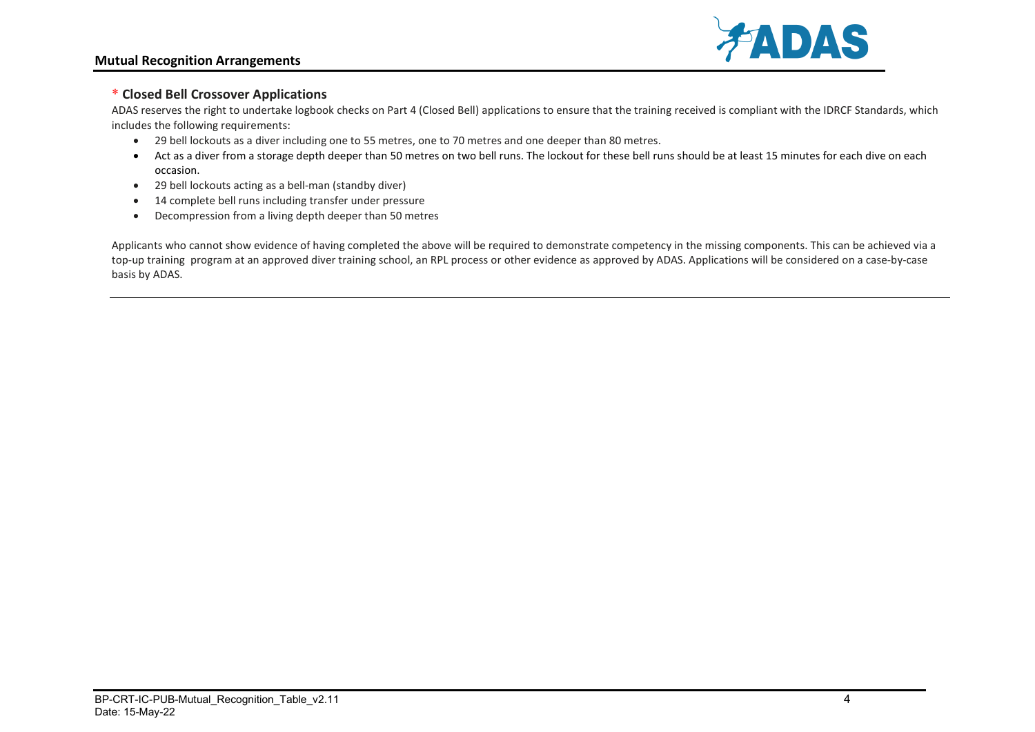## * Closed Bell Crossover Applications

ADAS reserves the right to undertake logbook checks on Part 4 (Closed Bell) applications to ensure that the training received is compliant with the IDRCF Standards, which includes the following requirements:

- 29 bell lockouts as a diver including one to 55 metres, one to 70 metres and one deeper than 80 metres.
- Act as a diver from a storage depth deeper than 50 metres on two bell runs. The lockout for these bell runs should be at least 15 minutes for each dive on each occasion.
- 29 bell lockouts acting as a bell-man (standby diver)
- 14 complete bell runs including transfer under pressure
- Decompression from a living depth deeper than 50 metres

Applicants who cannot show evidence of having completed the above will be required to demonstrate competency in the missing components. This can be achieved via a top-up training program at an approved diver training school, an RPL process or other evidence as approved by ADAS. Applications will be considered on a case-by-case basis by ADAS.